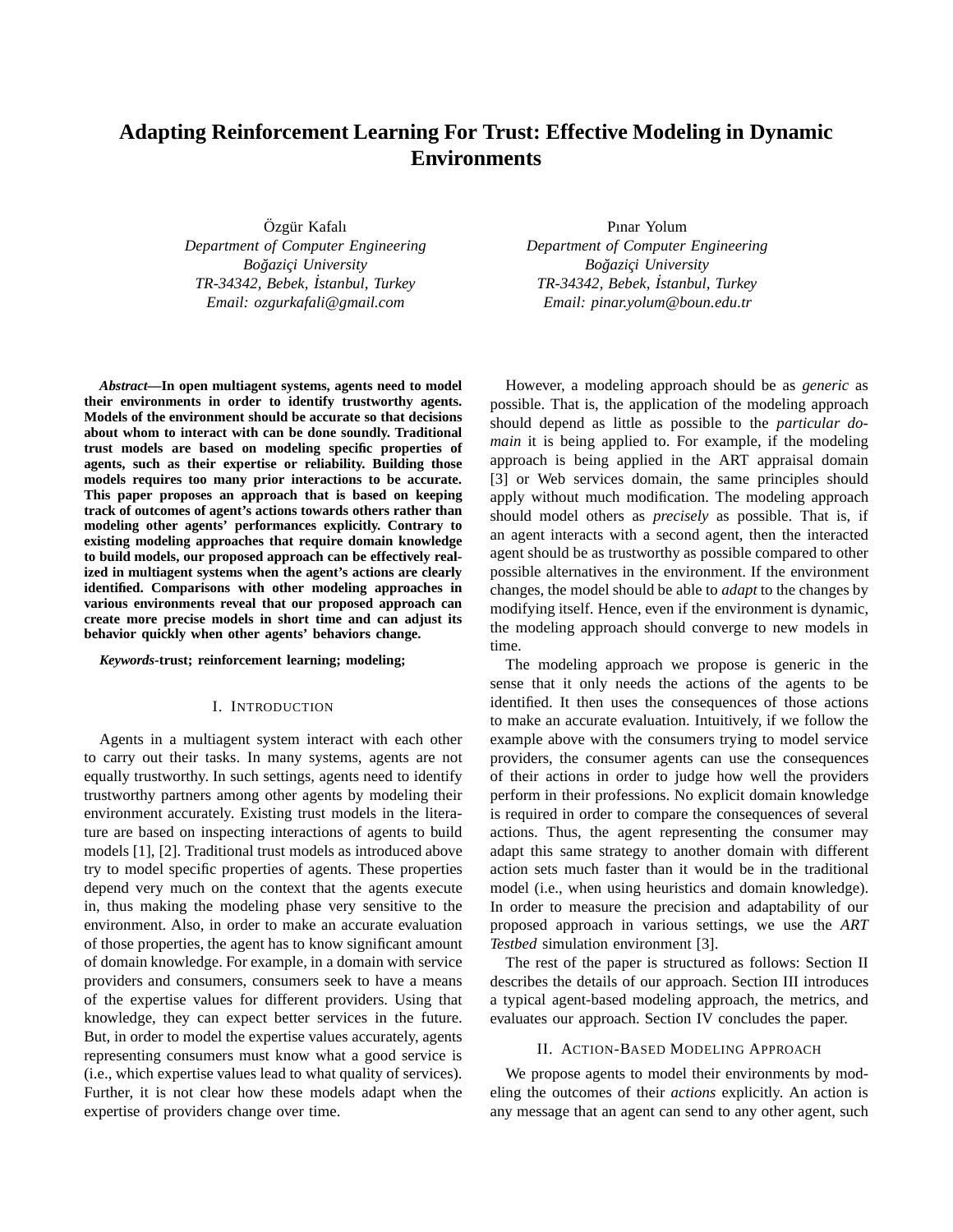# Adapting Reinforcement Learning For Trust: Effective Modeling in Dynamic Environments

Özgür Kafalı
*Department of Computer Engineering*
*Boğaziçi University*
*TR-34342, Bebek, İstanbul, Turkey*
*Email: ozgurkafali@gmail.com*

Pınar Yolum
*Department of Computer Engineering*
*Boğaziçi University*
*TR-34342, Bebek, İstanbul, Turkey*
*Email: pinar.yolum@boun.edu.tr*

***Abstract*—In open multiagent systems, agents need to model their environments in order to identify trustworthy agents. Models of the environment should be accurate so that decisions about whom to interact with can be done soundly. Traditional trust models are based on modeling specific properties of agents, such as their expertise or reliability. Building those models requires too many prior interactions to be accurate. This paper proposes an approach that is based on keeping track of outcomes of agent's actions towards others rather than modeling other agents' performances explicitly. Contrary to existing modeling approaches that require domain knowledge to build models, our proposed approach can be effectively realized in multiagent systems when the agent's actions are clearly identified. Comparisons with other modeling approaches in various environments reveal that our proposed approach can create more precise models in short time and can adjust its behavior quickly when other agents' behaviors change.**

***Keywords*-trust; reinforcement learning; modeling;**

## I. Introduction

Agents in a multiagent system interact with each other to carry out their tasks. In many systems, agents are not equally trustworthy. In such settings, agents need to identify trustworthy partners among other agents by modeling their environment accurately. Existing trust models in the literature are based on inspecting interactions of agents to build models [1], [2]. Traditional trust models as introduced above try to model specific properties of agents. These properties depend very much on the context that the agents execute in, thus making the modeling phase very sensitive to the environment. Also, in order to make an accurate evaluation of those properties, the agent has to know significant amount of domain knowledge. For example, in a domain with service providers and consumers, consumers seek to have a means of the expertise values for different providers. Using that knowledge, they can expect better services in the future. But, in order to model the expertise values accurately, agents representing consumers must know what a good service is (i.e., which expertise values lead to what quality of services). Further, it is not clear how these models adapt when the expertise of providers change over time.

However, a modeling approach should be as *generic* as possible. That is, the application of the modeling approach should depend as little as possible to the *particular domain* it is being applied to. For example, if the modeling approach is being applied in the ART appraisal domain [3] or Web services domain, the same principles should apply without much modification. The modeling approach should model others as *precisely* as possible. That is, if an agent interacts with a second agent, then the interacted agent should be as trustworthy as possible compared to other possible alternatives in the environment. If the environment changes, the model should be able to *adapt* to the changes by modifying itself. Hence, even if the environment is dynamic, the modeling approach should converge to new models in time.

The modeling approach we propose is generic in the sense that it only needs the actions of the agents to be identified. It then uses the consequences of those actions to make an accurate evaluation. Intuitively, if we follow the example above with the consumers trying to model service providers, the consumer agents can use the consequences of their actions in order to judge how well the providers perform in their professions. No explicit domain knowledge is required in order to compare the consequences of several actions. Thus, the agent representing the consumer may adapt this same strategy to another domain with different action sets much faster than it would be in the traditional model (i.e., when using heuristics and domain knowledge). In order to measure the precision and adaptability of our proposed approach in various settings, we use the *ART Testbed* simulation environment [3].

The rest of the paper is structured as follows: Section II describes the details of our approach. Section III introduces a typical agent-based modeling approach, the metrics, and evaluates our approach. Section IV concludes the paper.

## II. Action-Based Modeling Approach

We propose agents to model their environments by modeling the outcomes of their *actions* explicitly. An action is any message that an agent can send to any other agent, such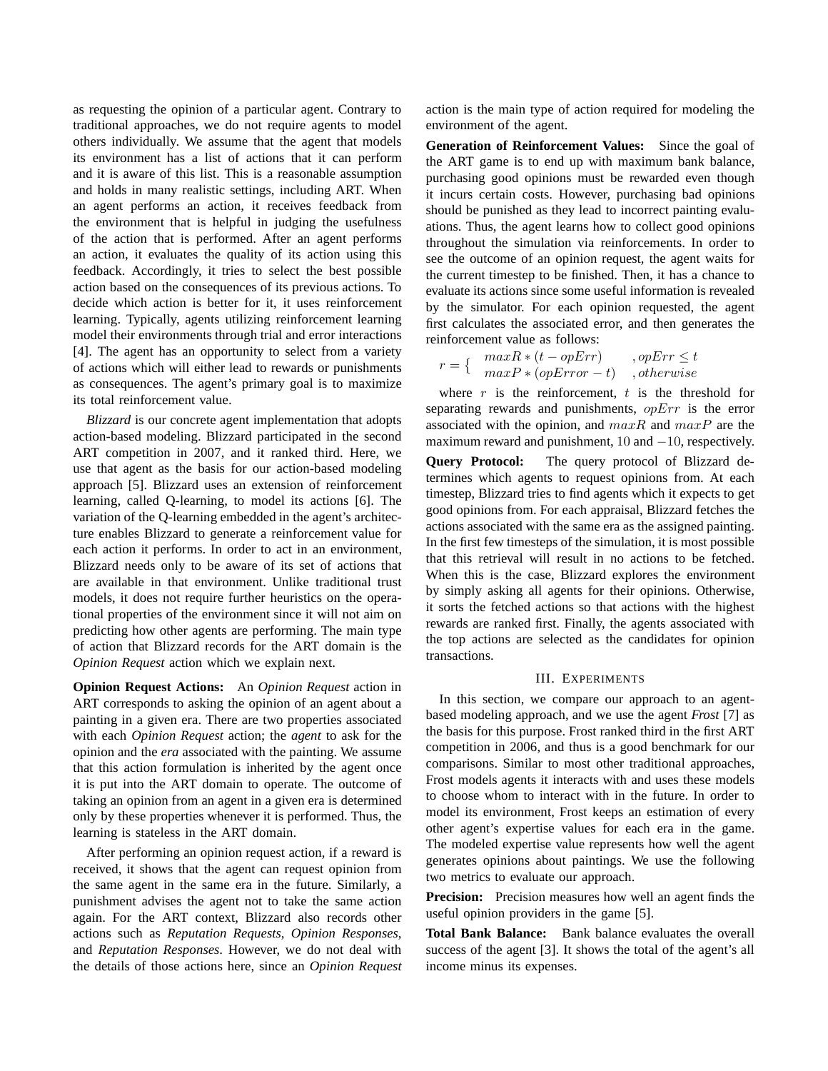as requesting the opinion of a particular agent. Contrary to traditional approaches, we do not require agents to model others individually. We assume that the agent that models its environment has a list of actions that it can perform and it is aware of this list. This is a reasonable assumption and holds in many realistic settings, including ART. When an agent performs an action, it receives feedback from the environment that is helpful in judging the usefulness of the action that is performed. After an agent performs an action, it evaluates the quality of its action using this feedback. Accordingly, it tries to select the best possible action based on the consequences of its previous actions. To decide which action is better for it, it uses reinforcement learning. Typically, agents utilizing reinforcement learning model their environments through trial and error interactions [4]. The agent has an opportunity to select from a variety of actions which will either lead to rewards or punishments as consequences. The agent's primary goal is to maximize its total reinforcement value.

*Blizzard* is our concrete agent implementation that adopts action-based modeling. Blizzard participated in the second ART competition in 2007, and it ranked third. Here, we use that agent as the basis for our action-based modeling approach [5]. Blizzard uses an extension of reinforcement learning, called Q-learning, to model its actions [6]. The variation of the Q-learning embedded in the agent's architecture enables Blizzard to generate a reinforcement value for each action it performs. In order to act in an environment, Blizzard needs only to be aware of its set of actions that are available in that environment. Unlike traditional trust models, it does not require further heuristics on the operational properties of the environment since it will not aim on predicting how other agents are performing. The main type of action that Blizzard records for the ART domain is the *Opinion Request* action which we explain next.

**Opinion Request Actions:** An *Opinion Request* action in ART corresponds to asking the opinion of an agent about a painting in a given era. There are two properties associated with each *Opinion Request* action; the *agent* to ask for the opinion and the *era* associated with the painting. We assume that this action formulation is inherited by the agent once it is put into the ART domain to operate. The outcome of taking an opinion from an agent in a given era is determined only by these properties whenever it is performed. Thus, the learning is stateless in the ART domain.

After performing an opinion request action, if a reward is received, it shows that the agent can request opinion from the same agent in the same era in the future. Similarly, a punishment advises the agent not to take the same action again. For the ART context, Blizzard also records other actions such as *Reputation Requests*, *Opinion Responses*, and *Reputation Responses*. However, we do not deal with the details of those actions here, since an *Opinion Request* action is the main type of action required for modeling the environment of the agent.

**Generation of Reinforcement Values:** Since the goal of the ART game is to end up with maximum bank balance, purchasing good opinions must be rewarded even though it incurs certain costs. However, purchasing bad opinions should be punished as they lead to incorrect painting evaluations. Thus, the agent learns how to collect good opinions throughout the simulation via reinforcements. In order to see the outcome of an opinion request, the agent waits for the current timestep to be finished. Then, it has a chance to evaluate its actions since some useful information is revealed by the simulator. For each opinion requested, the agent first calculates the associated error, and then generates the reinforcement value as follows:

$$r = \begin{cases} maxR * (t - opErr) & , opErr \leq t \\ maxP * (opError - t) & , otherwise \end{cases}$$

where $r$ is the reinforcement, $t$ is the threshold for separating rewards and punishments, $opErr$ is the error associated with the opinion, and $maxR$ and $maxP$ are the maximum reward and punishment, $10$ and $-10$, respectively.

**Query Protocol:** The query protocol of Blizzard determines which agents to request opinions from. At each timestep, Blizzard tries to find agents which it expects to get good opinions from. For each appraisal, Blizzard fetches the actions associated with the same era as the assigned painting. In the first few timesteps of the simulation, it is most possible that this retrieval will result in no actions to be fetched. When this is the case, Blizzard explores the environment by simply asking all agents for their opinions. Otherwise, it sorts the fetched actions so that actions with the highest rewards are ranked first. Finally, the agents associated with the top actions are selected as the candidates for opinion transactions.

## III. Experiments

In this section, we compare our approach to an agent-based modeling approach, and we use the agent *Frost* [7] as the basis for this purpose. Frost ranked third in the first ART competition in 2006, and thus is a good benchmark for our comparisons. Similar to most other traditional approaches, Frost models agents it interacts with and uses these models to choose whom to interact with in the future. In order to model its environment, Frost keeps an estimation of every other agent's expertise values for each era in the game. The modeled expertise value represents how well the agent generates opinions about paintings. We use the following two metrics to evaluate our approach.

**Precision:** Precision measures how well an agent finds the useful opinion providers in the game [5].

**Total Bank Balance:** Bank balance evaluates the overall success of the agent [3]. It shows the total of the agent's all income minus its expenses.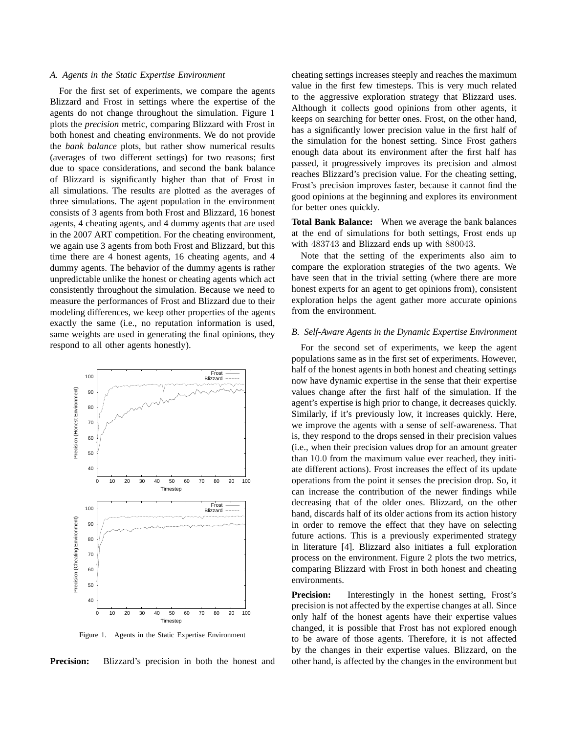### A. Agents in the Static Expertise Environment

For the first set of experiments, we compare the agents Blizzard and Frost in settings where the expertise of the agents do not change throughout the simulation. Figure 1 plots the *precision* metric, comparing Blizzard with Frost in both honest and cheating environments. We do not provide the *bank balance* plots, but rather show numerical results (averages of two different settings) for two reasons; first due to space considerations, and second the bank balance of Blizzard is significantly higher than that of Frost in all simulations. The results are plotted as the averages of three simulations. The agent population in the environment consists of 3 agents from both Frost and Blizzard, 16 honest agents, 4 cheating agents, and 4 dummy agents that are used in the 2007 ART competition. For the cheating environment, we again use 3 agents from both Frost and Blizzard, but this time there are 4 honest agents, 16 cheating agents, and 4 dummy agents. The behavior of the dummy agents is rather unpredictable unlike the honest or cheating agents which act consistently throughout the simulation. Because we need to measure the performances of Frost and Blizzard due to their modeling differences, we keep other properties of the agents exactly the same (i.e., no reputation information is used, same weights are used in generating the final opinions, they respond to all other agents honestly).

Figure 1. Agents in the Static Expertise Environment

**Precision:** Blizzard's precision in both the honest and cheating settings increases steeply and reaches the maximum value in the first few timesteps. This is very much related to the aggressive exploration strategy that Blizzard uses. Although it collects good opinions from other agents, it keeps on searching for better ones. Frost, on the other hand, has a significantly lower precision value in the first half of the simulation for the honest setting. Since Frost gathers enough data about its environment after the first half has passed, it progressively improves its precision and almost reaches Blizzard's precision value. For the cheating setting, Frost's precision improves faster, because it cannot find the good opinions at the beginning and explores its environment for better ones quickly.

**Total Bank Balance:** When we average the bank balances at the end of simulations for both settings, Frost ends up with $483743$ and Blizzard ends up with $880043$.

Note that the setting of the experiments also aim to compare the exploration strategies of the two agents. We have seen that in the trivial setting (where there are more honest experts for an agent to get opinions from), consistent exploration helps the agent gather more accurate opinions from the environment.

### B. Self-Aware Agents in the Dynamic Expertise Environment

For the second set of experiments, we keep the agent populations same as in the first set of experiments. However, half of the honest agents in both honest and cheating settings now have dynamic expertise in the sense that their expertise values change after the first half of the simulation. If the agent's expertise is high prior to change, it decreases quickly. Similarly, if it's previously low, it increases quickly. Here, we improve the agents with a sense of self-awareness. That is, they respond to the drops sensed in their precision values (i.e., when their precision values drop for an amount greater than $10.0$ from the maximum value ever reached, they initiate different actions). Frost increases the effect of its update operations from the point it senses the precision drop. So, it can increase the contribution of the newer findings while decreasing that of the older ones. Blizzard, on the other hand, discards half of its older actions from its action history in order to remove the effect that they have on selecting future actions. This is a previously experimented strategy in literature [4]. Blizzard also initiates a full exploration process on the environment. Figure 2 plots the two metrics, comparing Blizzard with Frost in both honest and cheating environments.

**Precision:** Interestingly in the honest setting, Frost's precision is not affected by the expertise changes at all. Since only half of the honest agents have their expertise values changed, it is possible that Frost has not explored enough to be aware of those agents. Therefore, it is not affected by the changes in their expertise values. Blizzard, on the other hand, is affected by the changes in the environment but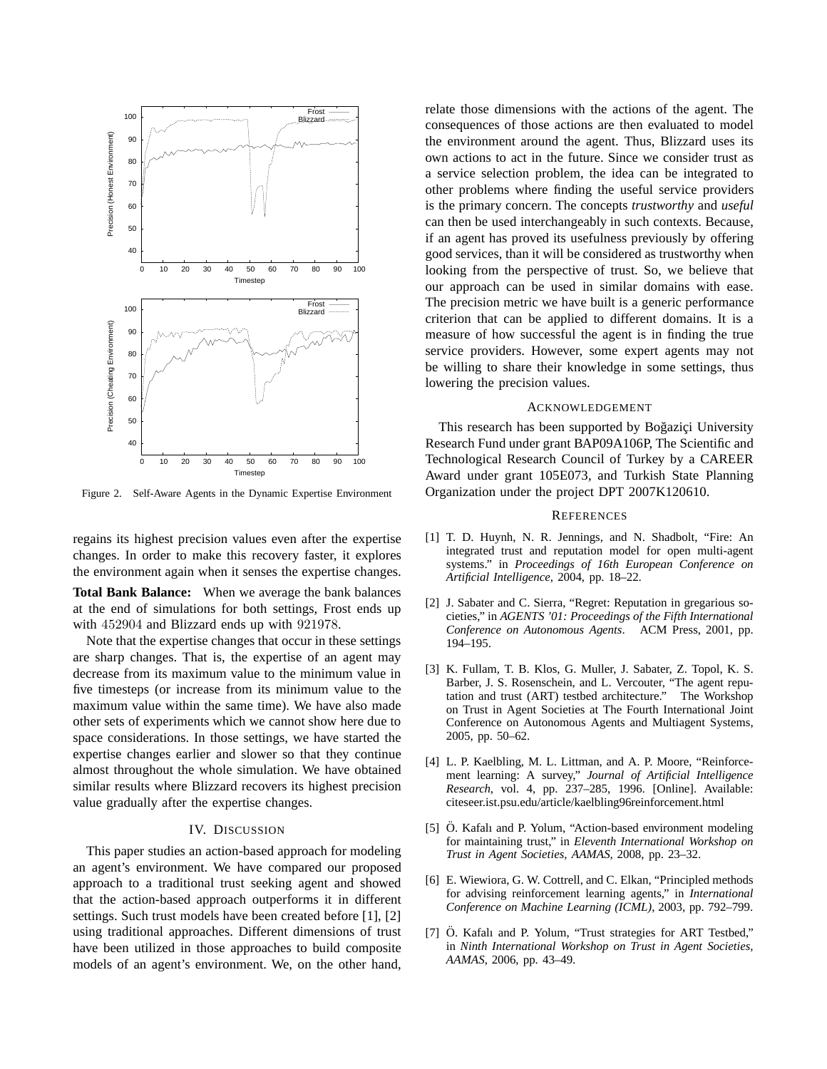Frost
Blizzard

Precision (Honest Environment)

100
90
80
70
60
50
40

0 10 20 30 40 50 60 70 80 90 100

Timestep

Frost
Blizzard

Precision (Cheating Environment)

100
90
80
70
60
50
40

0 10 20 30 40 50 60 70 80 90 100

Timestep

Figure 2. Self-Aware Agents in the Dynamic Expertise Environment

regains its highest precision values even after the expertise changes. In order to make this recovery faster, it explores the environment again when it senses the expertise changes.

**Total Bank Balance:** When we average the bank balances at the end of simulations for both settings, Frost ends up with $452904$ and Blizzard ends up with $921978$.

Note that the expertise changes that occur in these settings are sharp changes. That is, the expertise of an agent may decrease from its maximum value to the minimum value in five timesteps (or increase from its minimum value to the maximum value within the same time). We have also made other sets of experiments which we cannot show here due to space considerations. In those settings, we have started the expertise changes earlier and slower so that they continue almost throughout the whole simulation. We have obtained similar results where Blizzard recovers its highest precision value gradually after the expertise changes.

## IV. Discussion

This paper studies an action-based approach for modeling an agent's environment. We have compared our proposed approach to a traditional trust seeking agent and showed that the action-based approach outperforms it in different settings. Such trust models have been created before [1], [2] using traditional approaches. Different dimensions of trust have been utilized in those approaches to build composite models of an agent's environment. We, on the other hand, relate those dimensions with the actions of the agent. The consequences of those actions are then evaluated to model the environment around the agent. Thus, Blizzard uses its own actions to act in the future. Since we consider trust as a service selection problem, the idea can be integrated to other problems where finding the useful service providers is the primary concern. The concepts *trustworthy* and *useful* can then be used interchangeably in such contexts. Because, if an agent has proved its usefulness previously by offering good services, than it will be considered as trustworthy when looking from the perspective of trust. So, we believe that our approach can be used in similar domains with ease. The precision metric we have built is a generic performance criterion that can be applied to different domains. It is a measure of how successful the agent is in finding the true service providers. However, some expert agents may not be willing to share their knowledge in some settings, thus lowering the precision values.

## Acknowledgement

This research has been supported by Boğaziçi University Research Fund under grant BAP09A106P, The Scientific and Technological Research Council of Turkey by a CAREER Award under grant 105E073, and Turkish State Planning Organization under the project DPT 2007K120610.

## References

[1] T. D. Huynh, N. R. Jennings, and N. Shadbolt, "Fire: An integrated trust and reputation model for open multi-agent systems." in *Proceedings of 16th European Conference on Artificial Intelligence*, 2004, pp. 18–22.

[2] J. Sabater and C. Sierra, "Regret: Reputation in gregarious societies," in *AGENTS '01: Proceedings of the Fifth International Conference on Autonomous Agents*. ACM Press, 2001, pp. 194–195.

[3] K. Fullam, T. B. Klos, G. Muller, J. Sabater, Z. Topol, K. S. Barber, J. S. Rosenschein, and L. Vercouter, "The agent reputation and trust (ART) testbed architecture." The Workshop on Trust in Agent Societies at The Fourth International Joint Conference on Autonomous Agents and Multiagent Systems, 2005, pp. 50–62.

[4] L. P. Kaelbling, M. L. Littman, and A. P. Moore, "Reinforcement learning: A survey," *Journal of Artificial Intelligence Research*, vol. 4, pp. 237–285, 1996. [Online]. Available: citeseer.ist.psu.edu/article/kaelbling96reinforcement.html

[5] Ö. Kafalı and P. Yolum, "Action-based environment modeling for maintaining trust," in *Eleventh International Workshop on Trust in Agent Societies, AAMAS*, 2008, pp. 23–32.

[6] E. Wiewiora, G. W. Cottrell, and C. Elkan, "Principled methods for advising reinforcement learning agents," in *International Conference on Machine Learning (ICML)*, 2003, pp. 792–799.

[7] Ö. Kafalı and P. Yolum, "Trust strategies for ART Testbed," in *Ninth International Workshop on Trust in Agent Societies, AAMAS*, 2006, pp. 43–49.